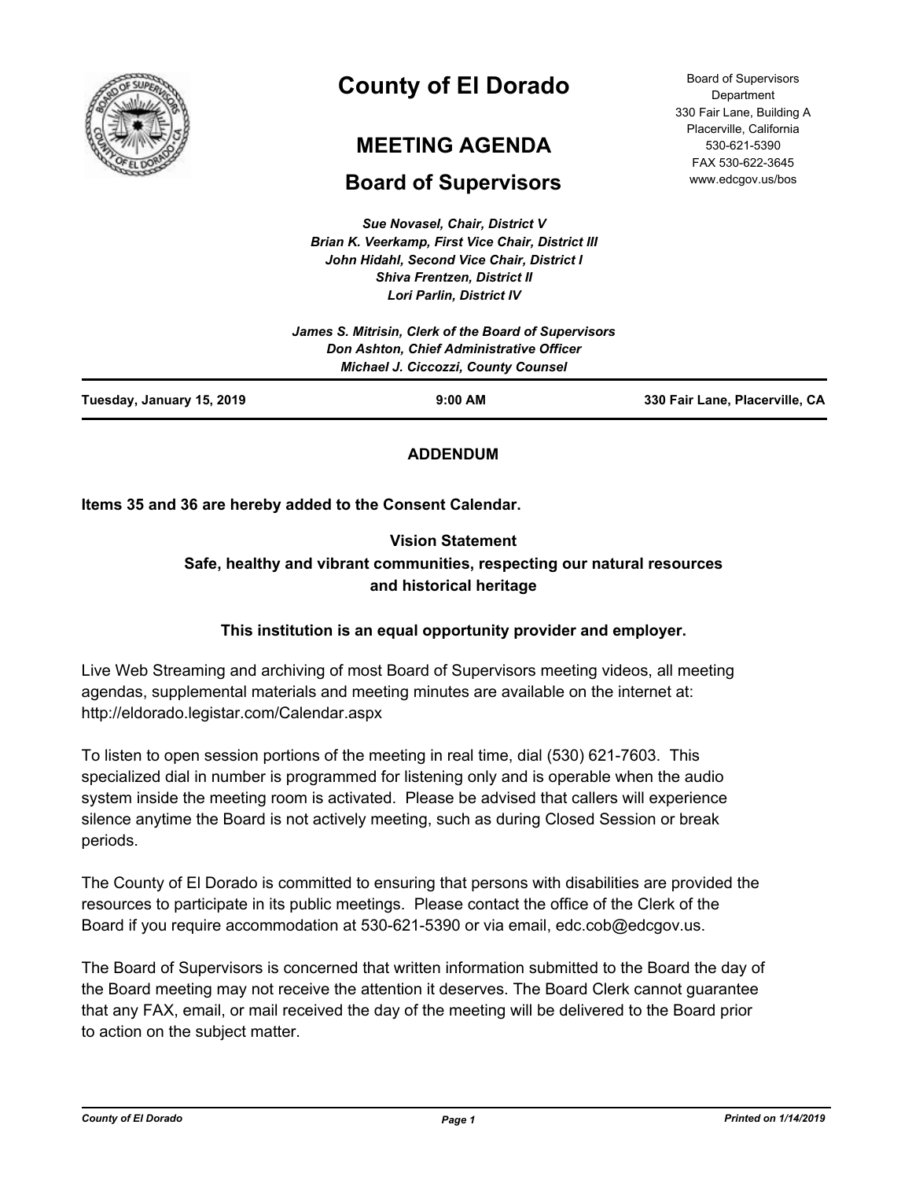# County of El Dorado

## MEETING AGENDA

## Board of Supervisors

Board of Supervisors Department
330 Fair Lane, Building A
Placerville, California
530-621-5390
FAX 530-622-3645
www.edcgov.us/bos

***Sue Novasel, Chair, District V***
***Brian K. Veerkamp, First Vice Chair, District III***
***John Hidahl, Second Vice Chair, District I***
***Shiva Frentzen, District II***
***Lori Parlin, District IV***

***James S. Mitrisin, Clerk of the Board of Supervisors***
***Don Ashton, Chief Administrative Officer***
***Michael J. Ciccozzi, County Counsel***

| **Tuesday, January 15, 2019** | **9:00 AM** | **330 Fair Lane, Placerville, CA** |
|---|---|---|

**ADDENDUM**

**Items 35 and 36 are hereby added to the Consent Calendar.**

**Vision Statement**
**Safe, healthy and vibrant communities, respecting our natural resources and historical heritage**

**This institution is an equal opportunity provider and employer.**

Live Web Streaming and archiving of most Board of Supervisors meeting videos, all meeting agendas, supplemental materials and meeting minutes are available on the internet at: http://eldorado.legistar.com/Calendar.aspx

To listen to open session portions of the meeting in real time, dial (530) 621-7603. This specialized dial in number is programmed for listening only and is operable when the audio system inside the meeting room is activated. Please be advised that callers will experience silence anytime the Board is not actively meeting, such as during Closed Session or break periods.

The County of El Dorado is committed to ensuring that persons with disabilities are provided the resources to participate in its public meetings. Please contact the office of the Clerk of the Board if you require accommodation at 530-621-5390 or via email, edc.cob@edcgov.us.

The Board of Supervisors is concerned that written information submitted to the Board the day of the Board meeting may not receive the attention it deserves. The Board Clerk cannot guarantee that any FAX, email, or mail received the day of the meeting will be delivered to the Board prior to action on the subject matter.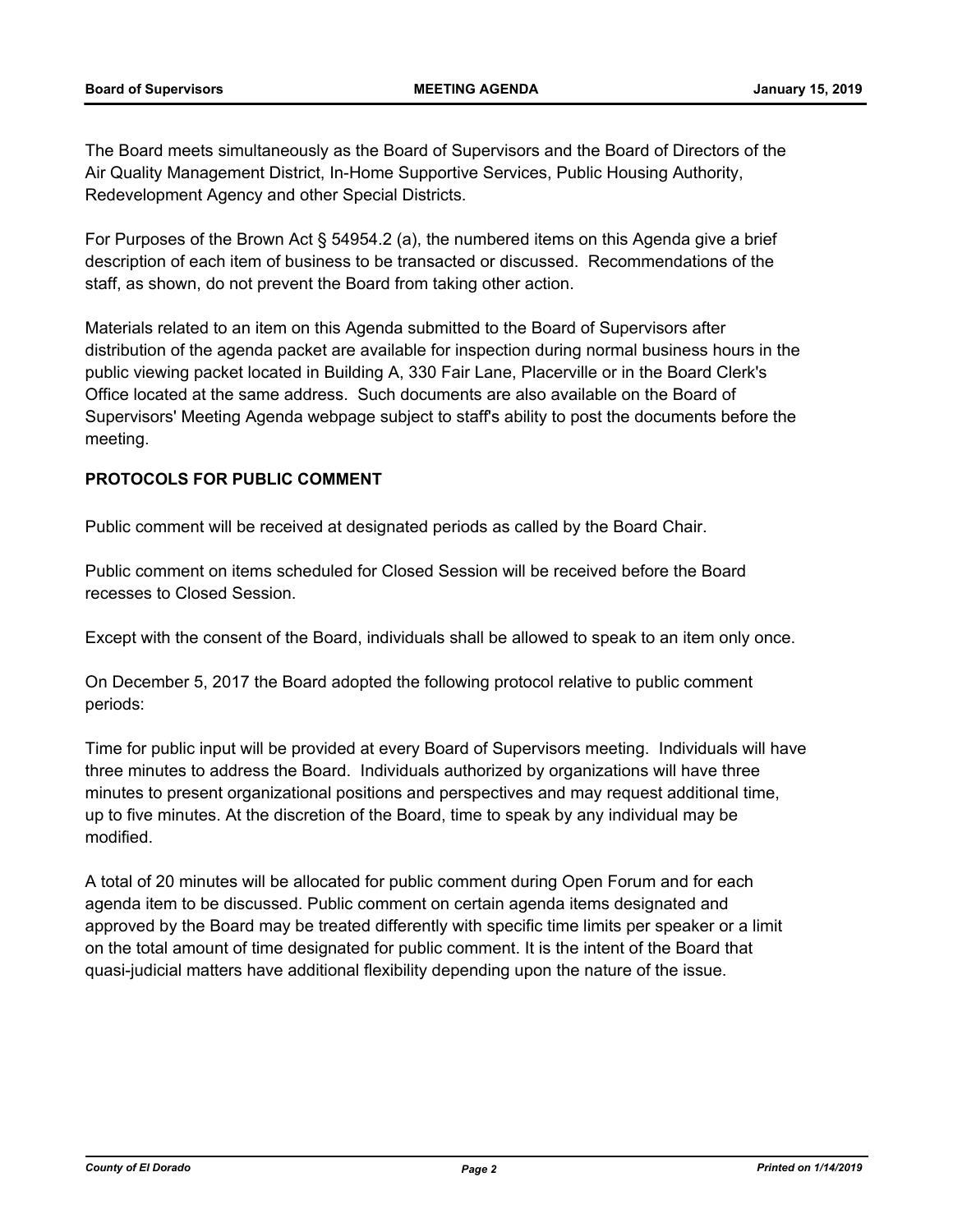The Board meets simultaneously as the Board of Supervisors and the Board of Directors of the Air Quality Management District, In-Home Supportive Services, Public Housing Authority, Redevelopment Agency and other Special Districts.

For Purposes of the Brown Act § 54954.2 (a), the numbered items on this Agenda give a brief description of each item of business to be transacted or discussed. Recommendations of the staff, as shown, do not prevent the Board from taking other action.

Materials related to an item on this Agenda submitted to the Board of Supervisors after distribution of the agenda packet are available for inspection during normal business hours in the public viewing packet located in Building A, 330 Fair Lane, Placerville or in the Board Clerk's Office located at the same address. Such documents are also available on the Board of Supervisors' Meeting Agenda webpage subject to staff's ability to post the documents before the meeting.

**PROTOCOLS FOR PUBLIC COMMENT**

Public comment will be received at designated periods as called by the Board Chair.

Public comment on items scheduled for Closed Session will be received before the Board recesses to Closed Session.

Except with the consent of the Board, individuals shall be allowed to speak to an item only once.

On December 5, 2017 the Board adopted the following protocol relative to public comment periods:

Time for public input will be provided at every Board of Supervisors meeting. Individuals will have three minutes to address the Board. Individuals authorized by organizations will have three minutes to present organizational positions and perspectives and may request additional time, up to five minutes. At the discretion of the Board, time to speak by any individual may be modified.

A total of 20 minutes will be allocated for public comment during Open Forum and for each agenda item to be discussed. Public comment on certain agenda items designated and approved by the Board may be treated differently with specific time limits per speaker or a limit on the total amount of time designated for public comment. It is the intent of the Board that quasi-judicial matters have additional flexibility depending upon the nature of the issue.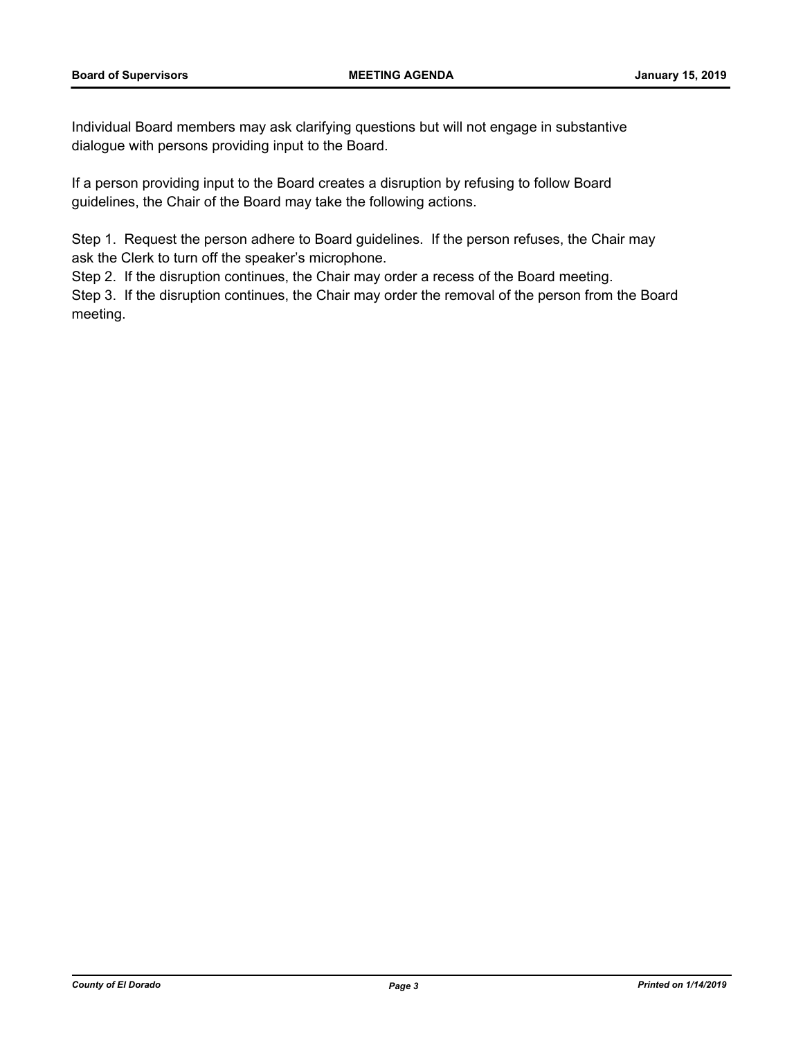Individual Board members may ask clarifying questions but will not engage in substantive dialogue with persons providing input to the Board.

If a person providing input to the Board creates a disruption by refusing to follow Board guidelines, the Chair of the Board may take the following actions.

Step 1. Request the person adhere to Board guidelines. If the person refuses, the Chair may ask the Clerk to turn off the speaker's microphone.

Step 2. If the disruption continues, the Chair may order a recess of the Board meeting.

Step 3. If the disruption continues, the Chair may order the removal of the person from the Board meeting.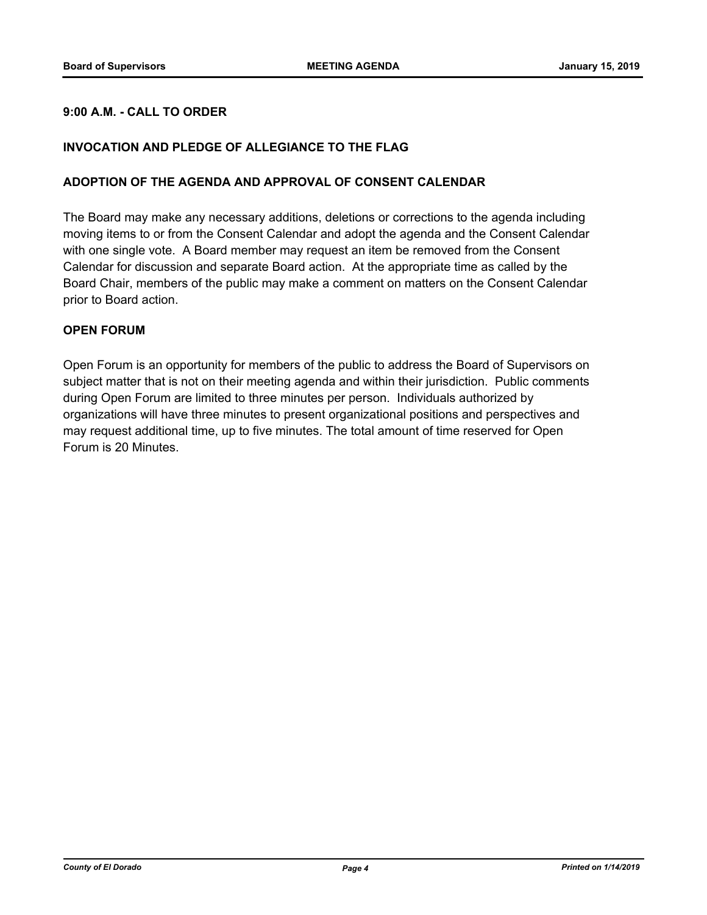**9:00 A.M. - CALL TO ORDER**

**INVOCATION AND PLEDGE OF ALLEGIANCE TO THE FLAG**

**ADOPTION OF THE AGENDA AND APPROVAL OF CONSENT CALENDAR**

The Board may make any necessary additions, deletions or corrections to the agenda including moving items to or from the Consent Calendar and adopt the agenda and the Consent Calendar with one single vote. A Board member may request an item be removed from the Consent Calendar for discussion and separate Board action. At the appropriate time as called by the Board Chair, members of the public may make a comment on matters on the Consent Calendar prior to Board action.

**OPEN FORUM**

Open Forum is an opportunity for members of the public to address the Board of Supervisors on subject matter that is not on their meeting agenda and within their jurisdiction. Public comments during Open Forum are limited to three minutes per person. Individuals authorized by organizations will have three minutes to present organizational positions and perspectives and may request additional time, up to five minutes. The total amount of time reserved for Open Forum is 20 Minutes.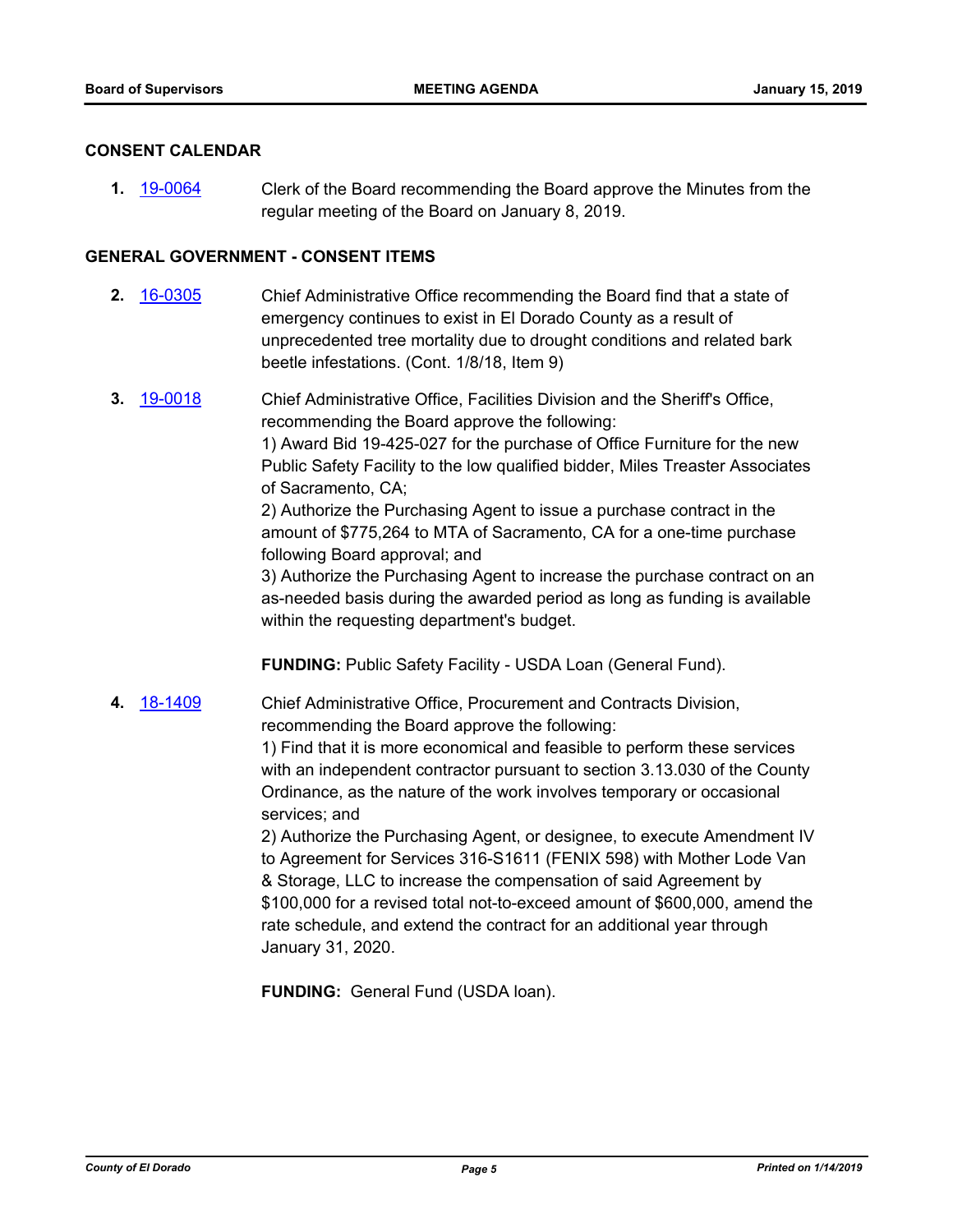## CONSENT CALENDAR

**1.** [19-0064] Clerk of the Board recommending the Board approve the Minutes from the regular meeting of the Board on January 8, 2019.

## GENERAL GOVERNMENT - CONSENT ITEMS

**2.** [16-0305] Chief Administrative Office recommending the Board find that a state of emergency continues to exist in El Dorado County as a result of unprecedented tree mortality due to drought conditions and related bark beetle infestations. (Cont. 1/8/18, Item 9)

**3.** [19-0018] Chief Administrative Office, Facilities Division and the Sheriff's Office, recommending the Board approve the following:
1) Award Bid 19-425-027 for the purchase of Office Furniture for the new Public Safety Facility to the low qualified bidder, Miles Treaster Associates of Sacramento, CA;
2) Authorize the Purchasing Agent to issue a purchase contract in the amount of $775,264 to MTA of Sacramento, CA for a one-time purchase following Board approval; and
3) Authorize the Purchasing Agent to increase the purchase contract on an as-needed basis during the awarded period as long as funding is available within the requesting department's budget.

**FUNDING:** Public Safety Facility - USDA Loan (General Fund).

**4.** [18-1409] Chief Administrative Office, Procurement and Contracts Division, recommending the Board approve the following:
1) Find that it is more economical and feasible to perform these services with an independent contractor pursuant to section 3.13.030 of the County Ordinance, as the nature of the work involves temporary or occasional services; and
2) Authorize the Purchasing Agent, or designee, to execute Amendment IV to Agreement for Services 316-S1611 (FENIX 598) with Mother Lode Van & Storage, LLC to increase the compensation of said Agreement by $100,000 for a revised total not-to-exceed amount of $600,000, amend the rate schedule, and extend the contract for an additional year through January 31, 2020.

**FUNDING:** General Fund (USDA loan).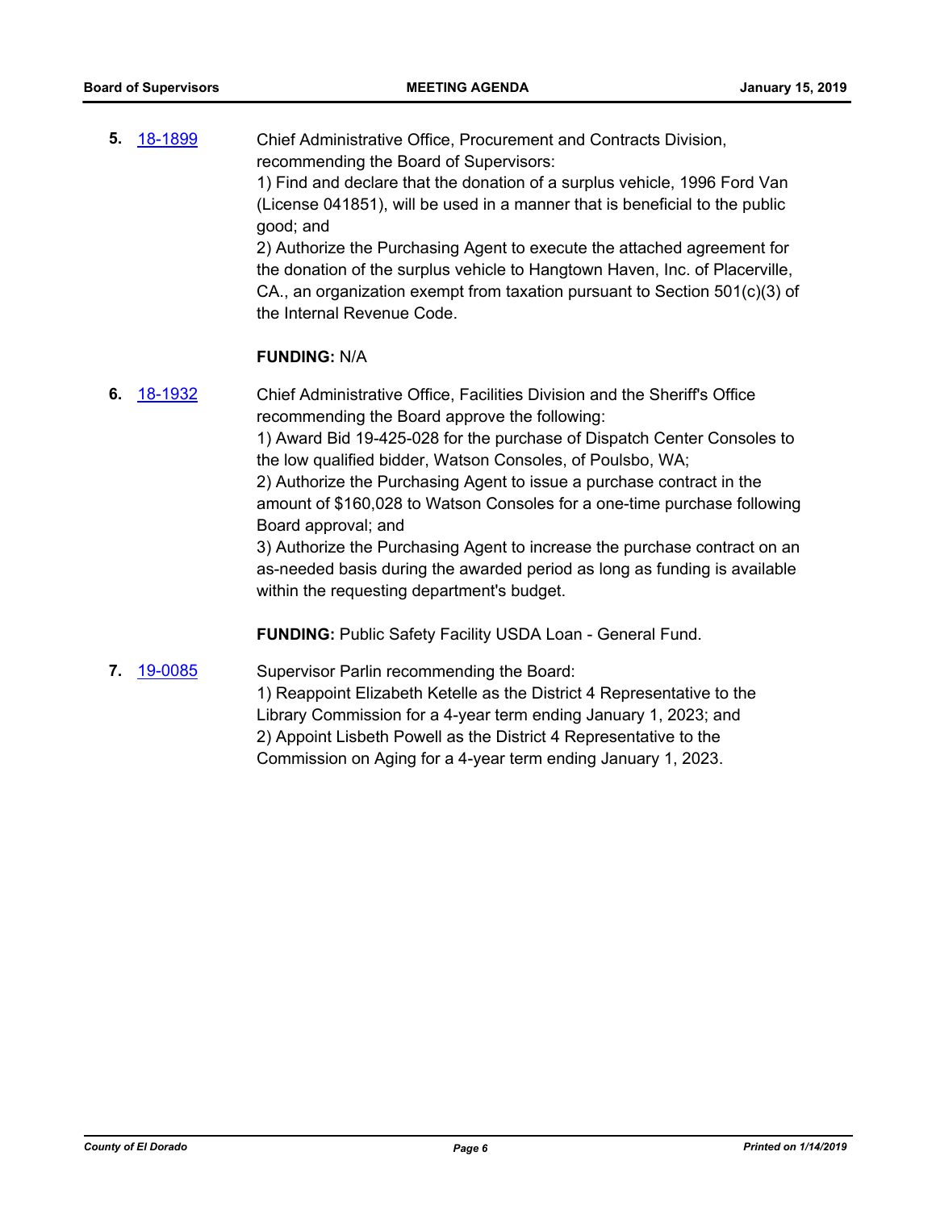**5.** 18-1899

Chief Administrative Office, Procurement and Contracts Division, recommending the Board of Supervisors:
1) Find and declare that the donation of a surplus vehicle, 1996 Ford Van (License 041851), will be used in a manner that is beneficial to the public good; and
2) Authorize the Purchasing Agent to execute the attached agreement for the donation of the surplus vehicle to Hangtown Haven, Inc. of Placerville, CA., an organization exempt from taxation pursuant to Section 501(c)(3) of the Internal Revenue Code.

**FUNDING:** N/A

**6.** 18-1932

Chief Administrative Office, Facilities Division and the Sheriff's Office recommending the Board approve the following:
1) Award Bid 19-425-028 for the purchase of Dispatch Center Consoles to the low qualified bidder, Watson Consoles, of Poulsbo, WA;
2) Authorize the Purchasing Agent to issue a purchase contract in the amount of $160,028 to Watson Consoles for a one-time purchase following Board approval; and
3) Authorize the Purchasing Agent to increase the purchase contract on an as-needed basis during the awarded period as long as funding is available within the requesting department's budget.

**FUNDING:** Public Safety Facility USDA Loan - General Fund.

**7.** 19-0085

Supervisor Parlin recommending the Board:
1) Reappoint Elizabeth Ketelle as the District 4 Representative to the Library Commission for a 4-year term ending January 1, 2023; and
2) Appoint Lisbeth Powell as the District 4 Representative to the Commission on Aging for a 4-year term ending January 1, 2023.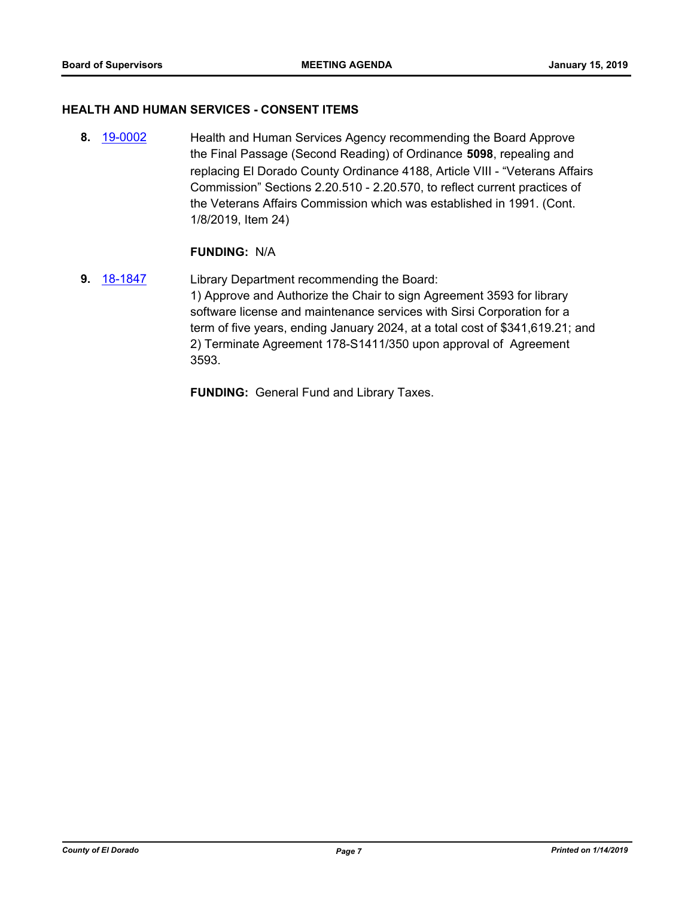## HEALTH AND HUMAN SERVICES - CONSENT ITEMS

**8.** 19-0002 Health and Human Services Agency recommending the Board Approve the Final Passage (Second Reading) of Ordinance **5098**, repealing and replacing El Dorado County Ordinance 4188, Article VIII - "Veterans Affairs Commission" Sections 2.20.510 - 2.20.570, to reflect current practices of the Veterans Affairs Commission which was established in 1991. (Cont. 1/8/2019, Item 24)

**FUNDING:** N/A

**9.** 18-1847 Library Department recommending the Board:
1) Approve and Authorize the Chair to sign Agreement 3593 for library software license and maintenance services with Sirsi Corporation for a term of five years, ending January 2024, at a total cost of $341,619.21; and
2) Terminate Agreement 178-S1411/350 upon approval of Agreement 3593.

**FUNDING:** General Fund and Library Taxes.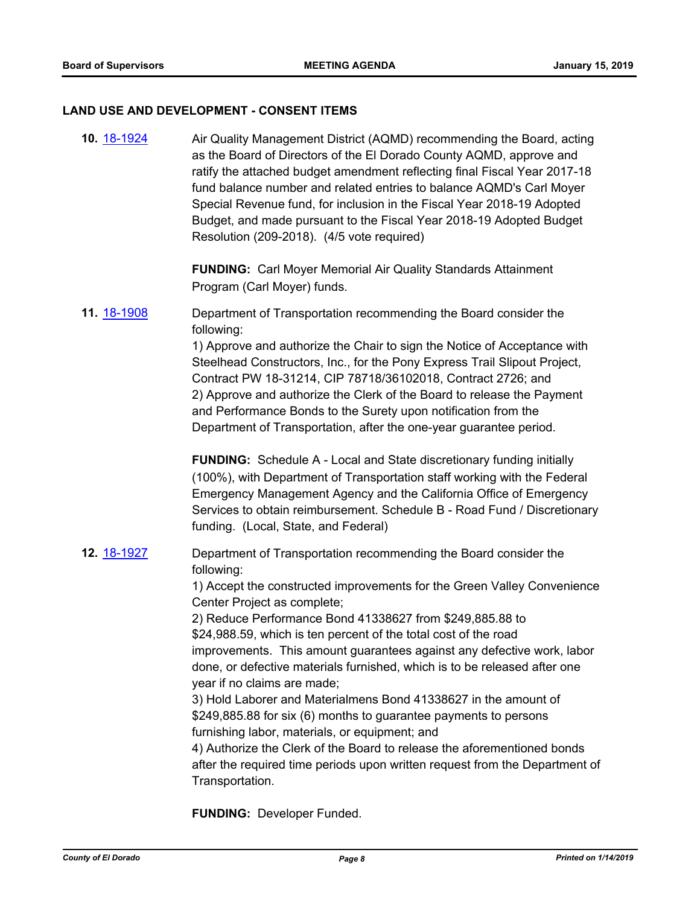## LAND USE AND DEVELOPMENT - CONSENT ITEMS

**10.** [18-1924](18-1924) Air Quality Management District (AQMD) recommending the Board, acting as the Board of Directors of the El Dorado County AQMD, approve and ratify the attached budget amendment reflecting final Fiscal Year 2017-18 fund balance number and related entries to balance AQMD's Carl Moyer Special Revenue fund, for inclusion in the Fiscal Year 2018-19 Adopted Budget, and made pursuant to the Fiscal Year 2018-19 Adopted Budget Resolution (209-2018). (4/5 vote required)

**FUNDING:** Carl Moyer Memorial Air Quality Standards Attainment Program (Carl Moyer) funds.

**11.** [18-1908](18-1908) Department of Transportation recommending the Board consider the following:
1) Approve and authorize the Chair to sign the Notice of Acceptance with Steelhead Constructors, Inc., for the Pony Express Trail Slipout Project, Contract PW 18-31214, CIP 78718/36102018, Contract 2726; and
2) Approve and authorize the Clerk of the Board to release the Payment and Performance Bonds to the Surety upon notification from the Department of Transportation, after the one-year guarantee period.

**FUNDING:** Schedule A - Local and State discretionary funding initially (100%), with Department of Transportation staff working with the Federal Emergency Management Agency and the California Office of Emergency Services to obtain reimbursement. Schedule B - Road Fund / Discretionary funding. (Local, State, and Federal)

**12.** [18-1927](18-1927) Department of Transportation recommending the Board consider the following:
1) Accept the constructed improvements for the Green Valley Convenience Center Project as complete;
2) Reduce Performance Bond 41338627 from $249,885.88 to $24,988.59, which is ten percent of the total cost of the road improvements. This amount guarantees against any defective work, labor done, or defective materials furnished, which is to be released after one year if no claims are made;
3) Hold Laborer and Materialmens Bond 41338627 in the amount of $249,885.88 for six (6) months to guarantee payments to persons furnishing labor, materials, or equipment; and
4) Authorize the Clerk of the Board to release the aforementioned bonds after the required time periods upon written request from the Department of Transportation.

**FUNDING:** Developer Funded.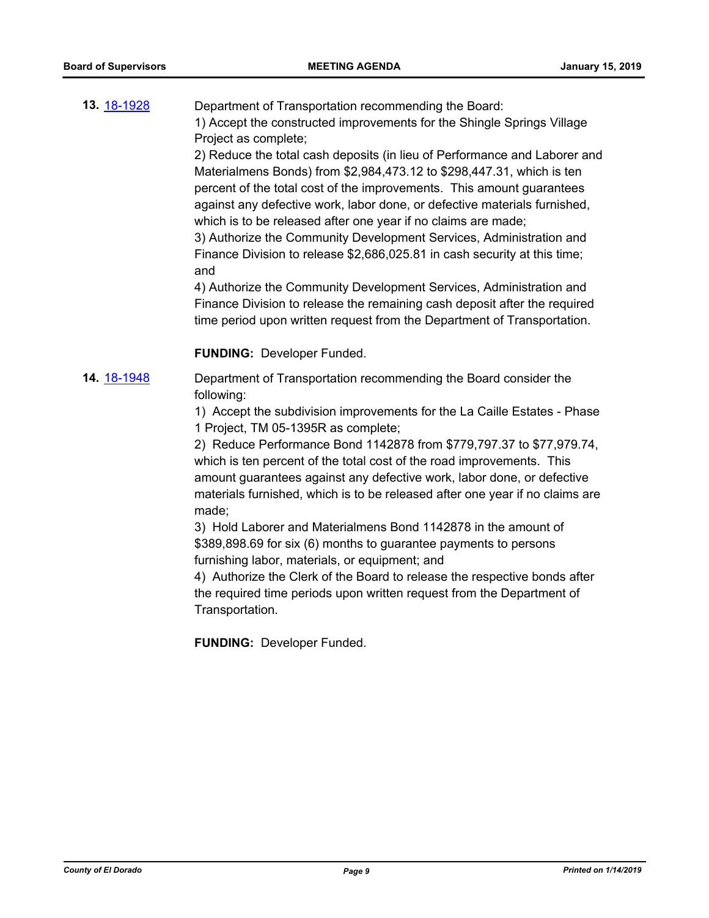**13.** 18-1928

Department of Transportation recommending the Board:

1) Accept the constructed improvements for the Shingle Springs Village Project as complete;

2) Reduce the total cash deposits (in lieu of Performance and Laborer and Materialmens Bonds) from $2,984,473.12 to $298,447.31, which is ten percent of the total cost of the improvements. This amount guarantees against any defective work, labor done, or defective materials furnished, which is to be released after one year if no claims are made;

3) Authorize the Community Development Services, Administration and Finance Division to release $2,686,025.81 in cash security at this time; and

4) Authorize the Community Development Services, Administration and Finance Division to release the remaining cash deposit after the required time period upon written request from the Department of Transportation.

**FUNDING:** Developer Funded.

**14.** 18-1948

Department of Transportation recommending the Board consider the following:

1) Accept the subdivision improvements for the La Caille Estates - Phase 1 Project, TM 05-1395R as complete;

2) Reduce Performance Bond 1142878 from $779,797.37 to $77,979.74, which is ten percent of the total cost of the road improvements. This amount guarantees against any defective work, labor done, or defective materials furnished, which is to be released after one year if no claims are made;

3) Hold Laborer and Materialmens Bond 1142878 in the amount of $389,898.69 for six (6) months to guarantee payments to persons furnishing labor, materials, or equipment; and

4) Authorize the Clerk of the Board to release the respective bonds after the required time periods upon written request from the Department of Transportation.

**FUNDING:** Developer Funded.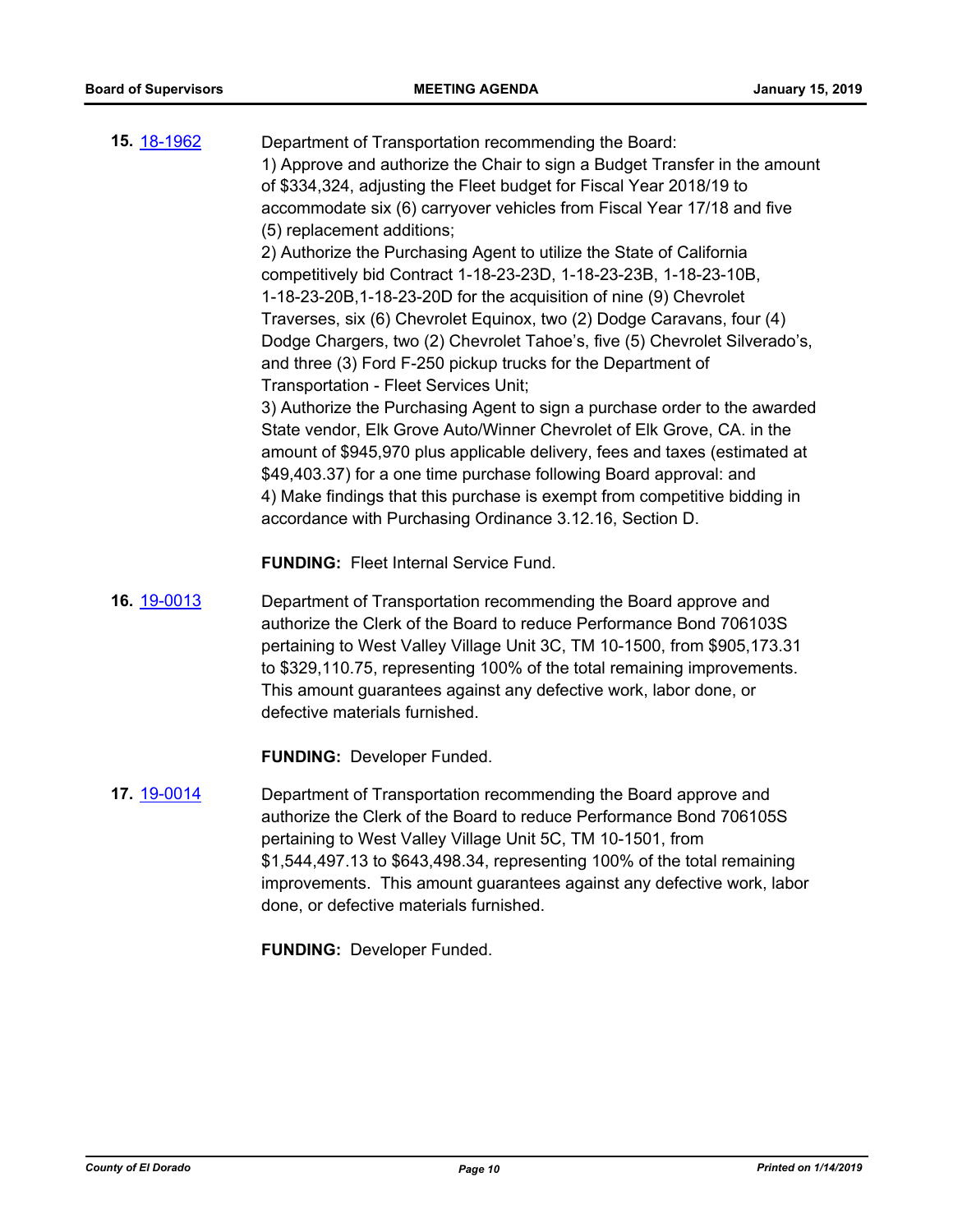**15.** 18-1962

Department of Transportation recommending the Board:

1) Approve and authorize the Chair to sign a Budget Transfer in the amount of $334,324, adjusting the Fleet budget for Fiscal Year 2018/19 to accommodate six (6) carryover vehicles from Fiscal Year 17/18 and five (5) replacement additions;

2) Authorize the Purchasing Agent to utilize the State of California competitively bid Contract 1-18-23-23D, 1-18-23-23B, 1-18-23-10B, 1-18-23-20B,1-18-23-20D for the acquisition of nine (9) Chevrolet Traverses, six (6) Chevrolet Equinox, two (2) Dodge Caravans, four (4) Dodge Chargers, two (2) Chevrolet Tahoe's, five (5) Chevrolet Silverado's, and three (3) Ford F-250 pickup trucks for the Department of Transportation - Fleet Services Unit;

3) Authorize the Purchasing Agent to sign a purchase order to the awarded State vendor, Elk Grove Auto/Winner Chevrolet of Elk Grove, CA. in the amount of $945,970 plus applicable delivery, fees and taxes (estimated at $49,403.37) for a one time purchase following Board approval: and

4) Make findings that this purchase is exempt from competitive bidding in accordance with Purchasing Ordinance 3.12.16, Section D.

**FUNDING:** Fleet Internal Service Fund.

**16.** 19-0013

Department of Transportation recommending the Board approve and authorize the Clerk of the Board to reduce Performance Bond 706103S pertaining to West Valley Village Unit 3C, TM 10-1500, from $905,173.31 to $329,110.75, representing 100% of the total remaining improvements. This amount guarantees against any defective work, labor done, or defective materials furnished.

**FUNDING:** Developer Funded.

**17.** 19-0014

Department of Transportation recommending the Board approve and authorize the Clerk of the Board to reduce Performance Bond 706105S pertaining to West Valley Village Unit 5C, TM 10-1501, from $1,544,497.13 to $643,498.34, representing 100% of the total remaining improvements. This amount guarantees against any defective work, labor done, or defective materials furnished.

**FUNDING:** Developer Funded.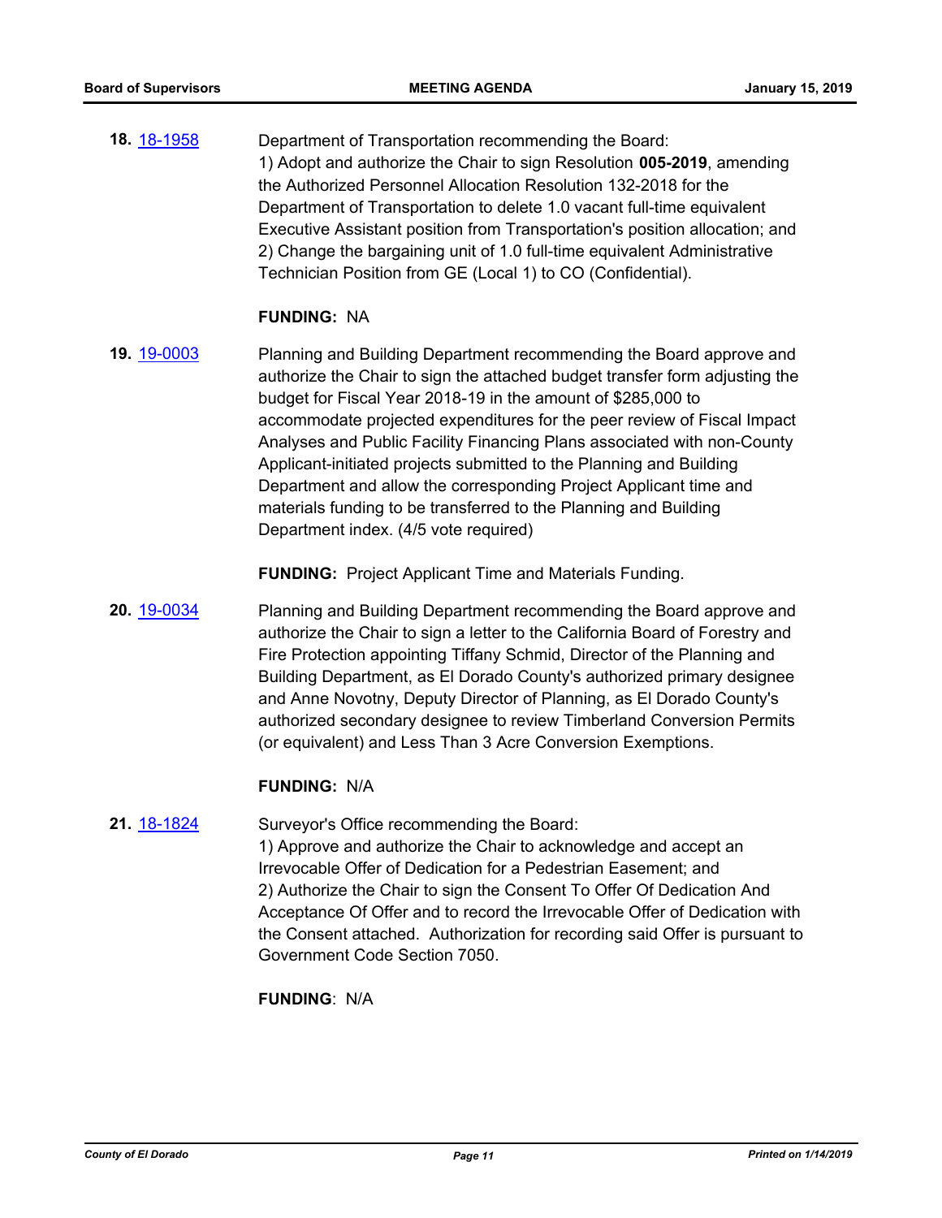**18.** 18-1958

Department of Transportation recommending the Board:
1) Adopt and authorize the Chair to sign Resolution **005-2019**, amending the Authorized Personnel Allocation Resolution 132-2018 for the Department of Transportation to delete 1.0 vacant full-time equivalent Executive Assistant position from Transportation's position allocation; and
2) Change the bargaining unit of 1.0 full-time equivalent Administrative Technician Position from GE (Local 1) to CO (Confidential).

**FUNDING:** NA

**19.** 19-0003

Planning and Building Department recommending the Board approve and authorize the Chair to sign the attached budget transfer form adjusting the budget for Fiscal Year 2018-19 in the amount of $285,000 to accommodate projected expenditures for the peer review of Fiscal Impact Analyses and Public Facility Financing Plans associated with non-County Applicant-initiated projects submitted to the Planning and Building Department and allow the corresponding Project Applicant time and materials funding to be transferred to the Planning and Building Department index. (4/5 vote required)

**FUNDING:** Project Applicant Time and Materials Funding.

**20.** 19-0034

Planning and Building Department recommending the Board approve and authorize the Chair to sign a letter to the California Board of Forestry and Fire Protection appointing Tiffany Schmid, Director of the Planning and Building Department, as El Dorado County's authorized primary designee and Anne Novotny, Deputy Director of Planning, as El Dorado County's authorized secondary designee to review Timberland Conversion Permits (or equivalent) and Less Than 3 Acre Conversion Exemptions.

**FUNDING:** N/A

**21.** 18-1824

Surveyor's Office recommending the Board:
1) Approve and authorize the Chair to acknowledge and accept an Irrevocable Offer of Dedication for a Pedestrian Easement; and
2) Authorize the Chair to sign the Consent To Offer Of Dedication And Acceptance Of Offer and to record the Irrevocable Offer of Dedication with the Consent attached. Authorization for recording said Offer is pursuant to Government Code Section 7050.

**FUNDING**: N/A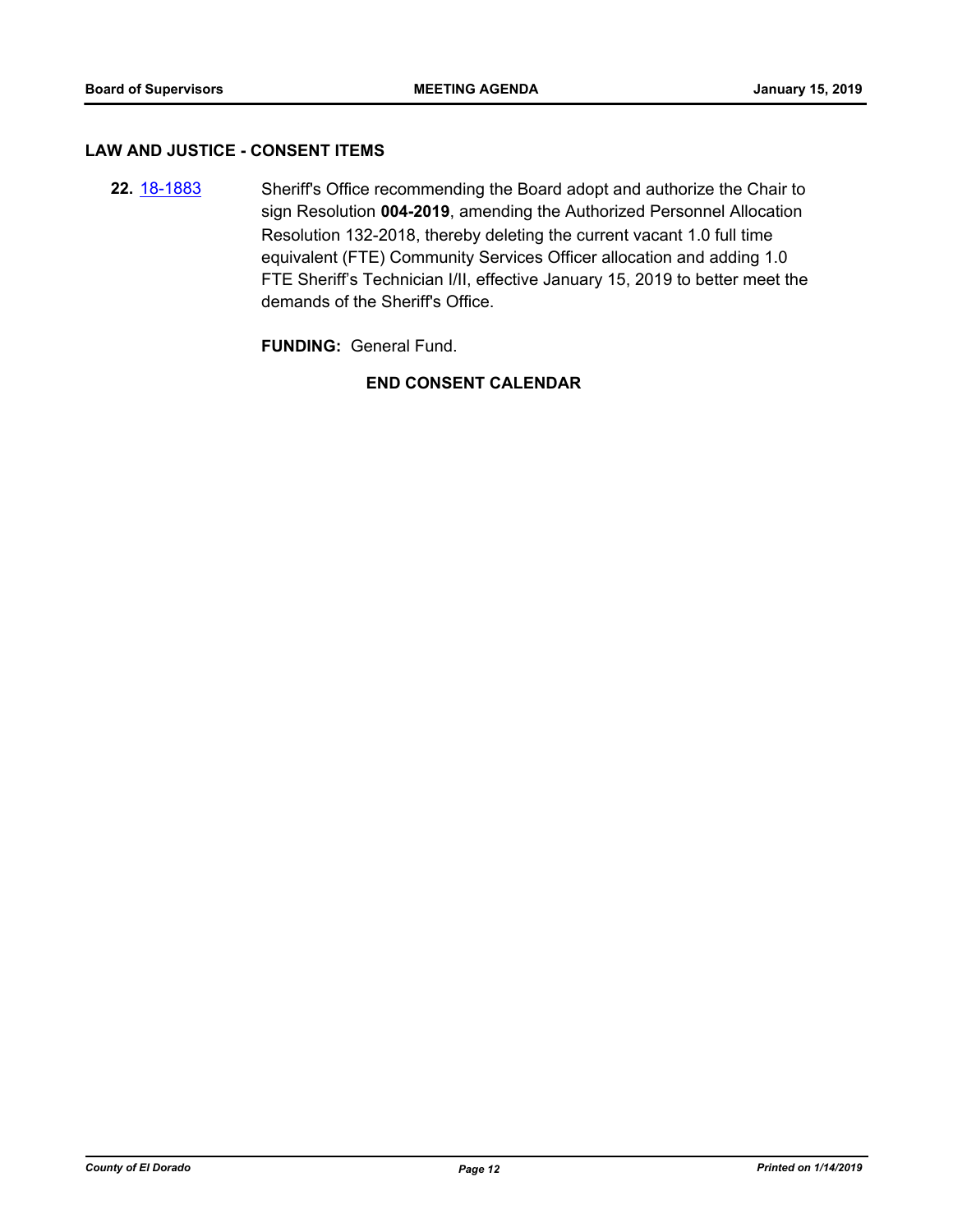## LAW AND JUSTICE - CONSENT ITEMS

**22.** 18-1883 Sheriff's Office recommending the Board adopt and authorize the Chair to sign Resolution **004-2019**, amending the Authorized Personnel Allocation Resolution 132-2018, thereby deleting the current vacant 1.0 full time equivalent (FTE) Community Services Officer allocation and adding 1.0 FTE Sheriff's Technician I/II, effective January 15, 2019 to better meet the demands of the Sheriff's Office.

**FUNDING:** General Fund.

**END CONSENT CALENDAR**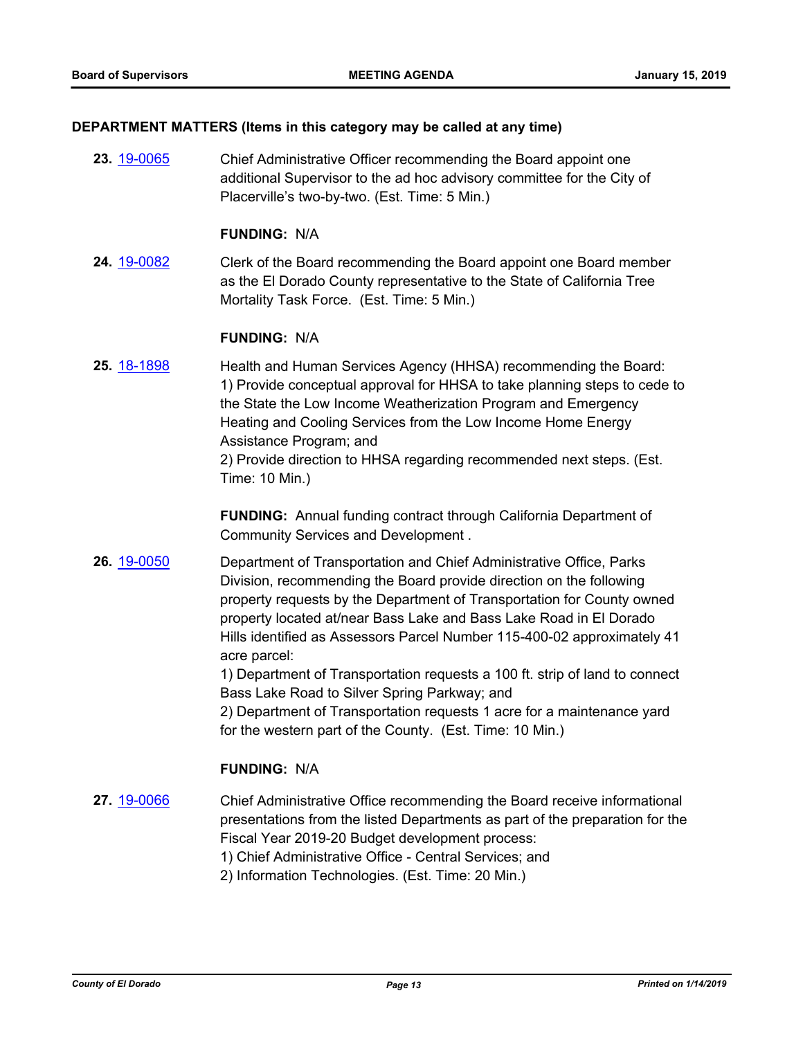### DEPARTMENT MATTERS (Items in this category may be called at any time)

**23.** 19-0065 Chief Administrative Officer recommending the Board appoint one additional Supervisor to the ad hoc advisory committee for the City of Placerville's two-by-two. (Est. Time: 5 Min.)

**FUNDING:** N/A

**24.** 19-0082 Clerk of the Board recommending the Board appoint one Board member as the El Dorado County representative to the State of California Tree Mortality Task Force. (Est. Time: 5 Min.)

**FUNDING:** N/A

**25.** 18-1898 Health and Human Services Agency (HHSA) recommending the Board:
1) Provide conceptual approval for HHSA to take planning steps to cede to the State the Low Income Weatherization Program and Emergency Heating and Cooling Services from the Low Income Home Energy Assistance Program; and
2) Provide direction to HHSA regarding recommended next steps. (Est. Time: 10 Min.)

**FUNDING:** Annual funding contract through California Department of Community Services and Development .

**26.** 19-0050 Department of Transportation and Chief Administrative Office, Parks Division, recommending the Board provide direction on the following property requests by the Department of Transportation for County owned property located at/near Bass Lake and Bass Lake Road in El Dorado Hills identified as Assessors Parcel Number 115-400-02 approximately 41 acre parcel:
1) Department of Transportation requests a 100 ft. strip of land to connect Bass Lake Road to Silver Spring Parkway; and
2) Department of Transportation requests 1 acre for a maintenance yard for the western part of the County. (Est. Time: 10 Min.)

**FUNDING:** N/A

**27.** 19-0066 Chief Administrative Office recommending the Board receive informational presentations from the listed Departments as part of the preparation for the Fiscal Year 2019-20 Budget development process:
1) Chief Administrative Office - Central Services; and
2) Information Technologies. (Est. Time: 20 Min.)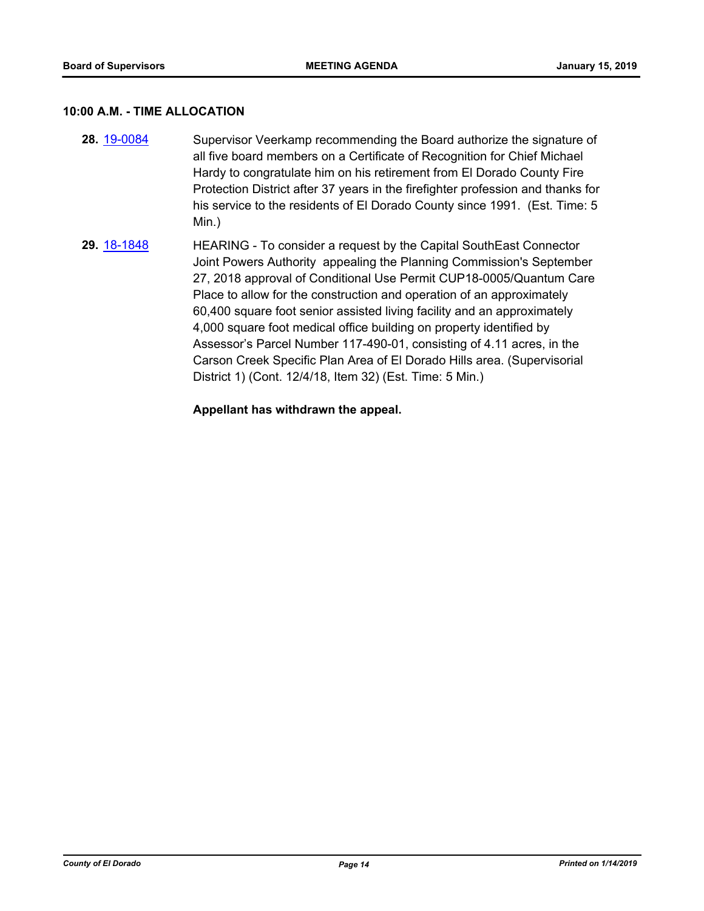### 10:00 A.M. - TIME ALLOCATION

**28.** 19-0084 Supervisor Veerkamp recommending the Board authorize the signature of all five board members on a Certificate of Recognition for Chief Michael Hardy to congratulate him on his retirement from El Dorado County Fire Protection District after 37 years in the firefighter profession and thanks for his service to the residents of El Dorado County since 1991. (Est. Time: 5 Min.)

**29.** 18-1848 HEARING - To consider a request by the Capital SouthEast Connector Joint Powers Authority appealing the Planning Commission's September 27, 2018 approval of Conditional Use Permit CUP18-0005/Quantum Care Place to allow for the construction and operation of an approximately 60,400 square foot senior assisted living facility and an approximately 4,000 square foot medical office building on property identified by Assessor's Parcel Number 117-490-01, consisting of 4.11 acres, in the Carson Creek Specific Plan Area of El Dorado Hills area. (Supervisorial District 1) (Cont. 12/4/18, Item 32) (Est. Time: 5 Min.)

**Appellant has withdrawn the appeal.**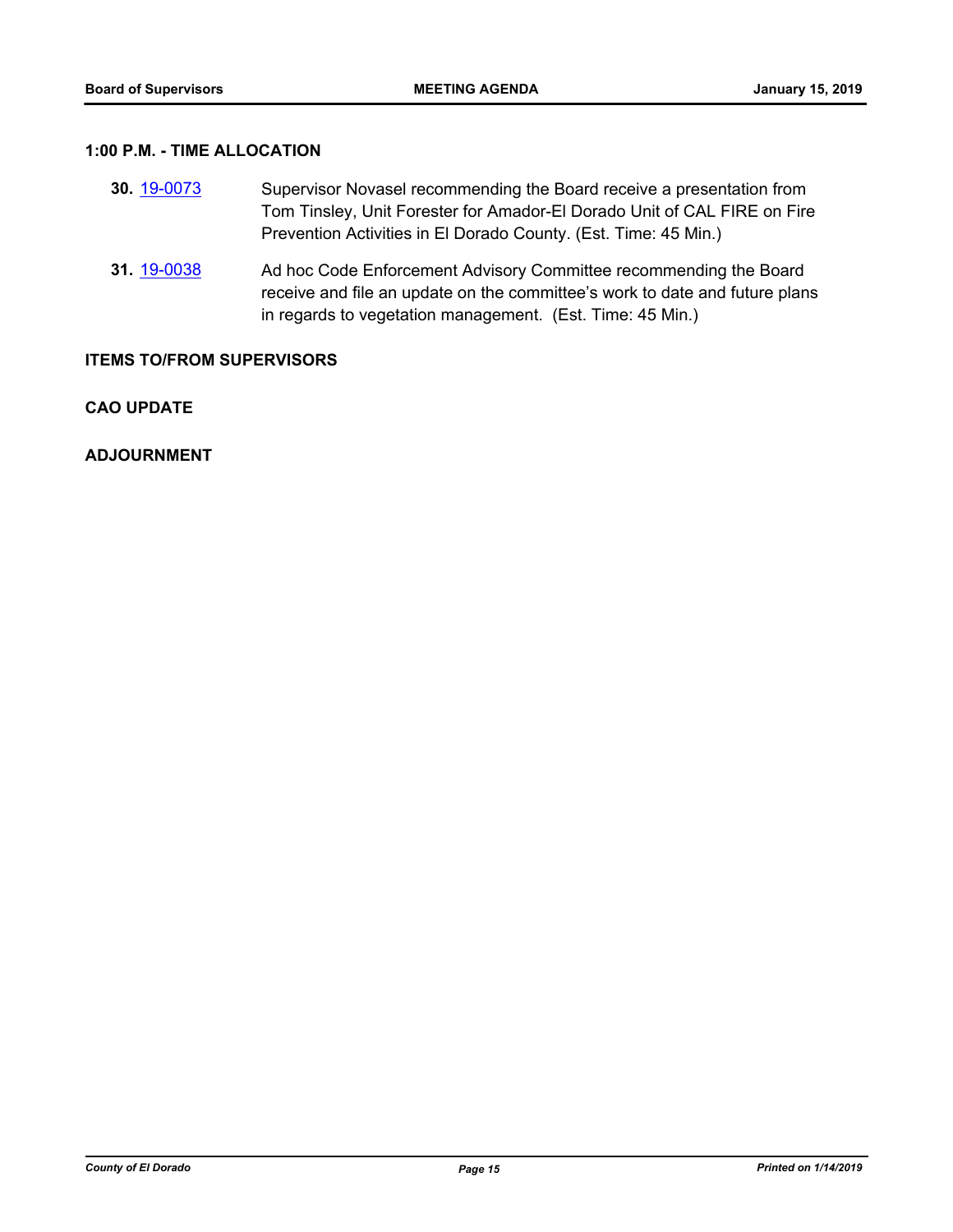## 1:00 P.M. - TIME ALLOCATION

**30.** 19-0073 Supervisor Novasel recommending the Board receive a presentation from Tom Tinsley, Unit Forester for Amador-El Dorado Unit of CAL FIRE on Fire Prevention Activities in El Dorado County. (Est. Time: 45 Min.)

**31.** 19-0038 Ad hoc Code Enforcement Advisory Committee recommending the Board receive and file an update on the committee's work to date and future plans in regards to vegetation management. (Est. Time: 45 Min.)

## ITEMS TO/FROM SUPERVISORS

## CAO UPDATE

## ADJOURNMENT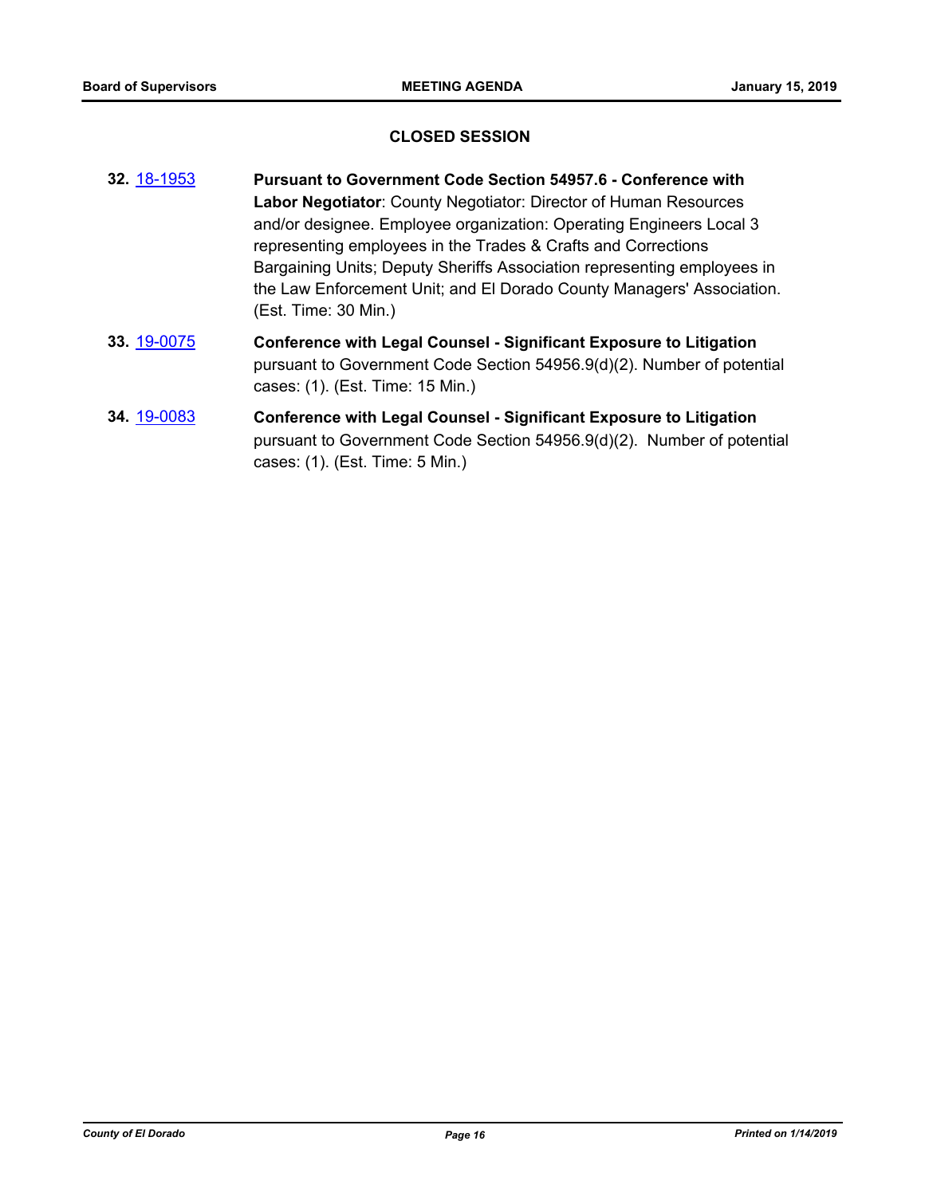## CLOSED SESSION

**32.** 18-1953 **Pursuant to Government Code Section 54957.6 - Conference with Labor Negotiator**: County Negotiator: Director of Human Resources and/or designee. Employee organization: Operating Engineers Local 3 representing employees in the Trades & Crafts and Corrections Bargaining Units; Deputy Sheriffs Association representing employees in the Law Enforcement Unit; and El Dorado County Managers' Association. (Est. Time: 30 Min.)

**33.** 19-0075 **Conference with Legal Counsel - Significant Exposure to Litigation** pursuant to Government Code Section 54956.9(d)(2). Number of potential cases: (1). (Est. Time: 15 Min.)

**34.** 19-0083 **Conference with Legal Counsel - Significant Exposure to Litigation** pursuant to Government Code Section 54956.9(d)(2). Number of potential cases: (1). (Est. Time: 5 Min.)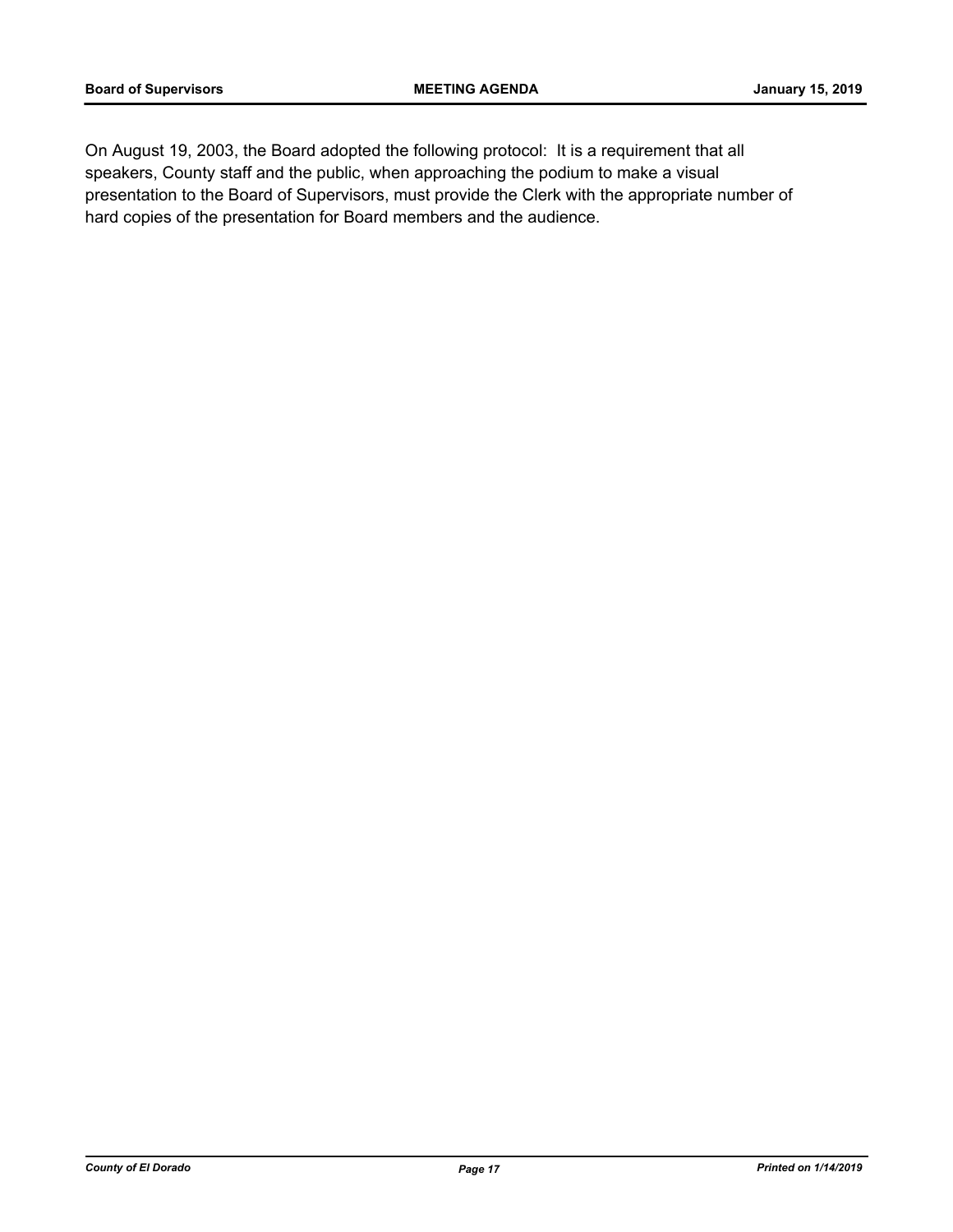On August 19, 2003, the Board adopted the following protocol: It is a requirement that all speakers, County staff and the public, when approaching the podium to make a visual presentation to the Board of Supervisors, must provide the Clerk with the appropriate number of hard copies of the presentation for Board members and the audience.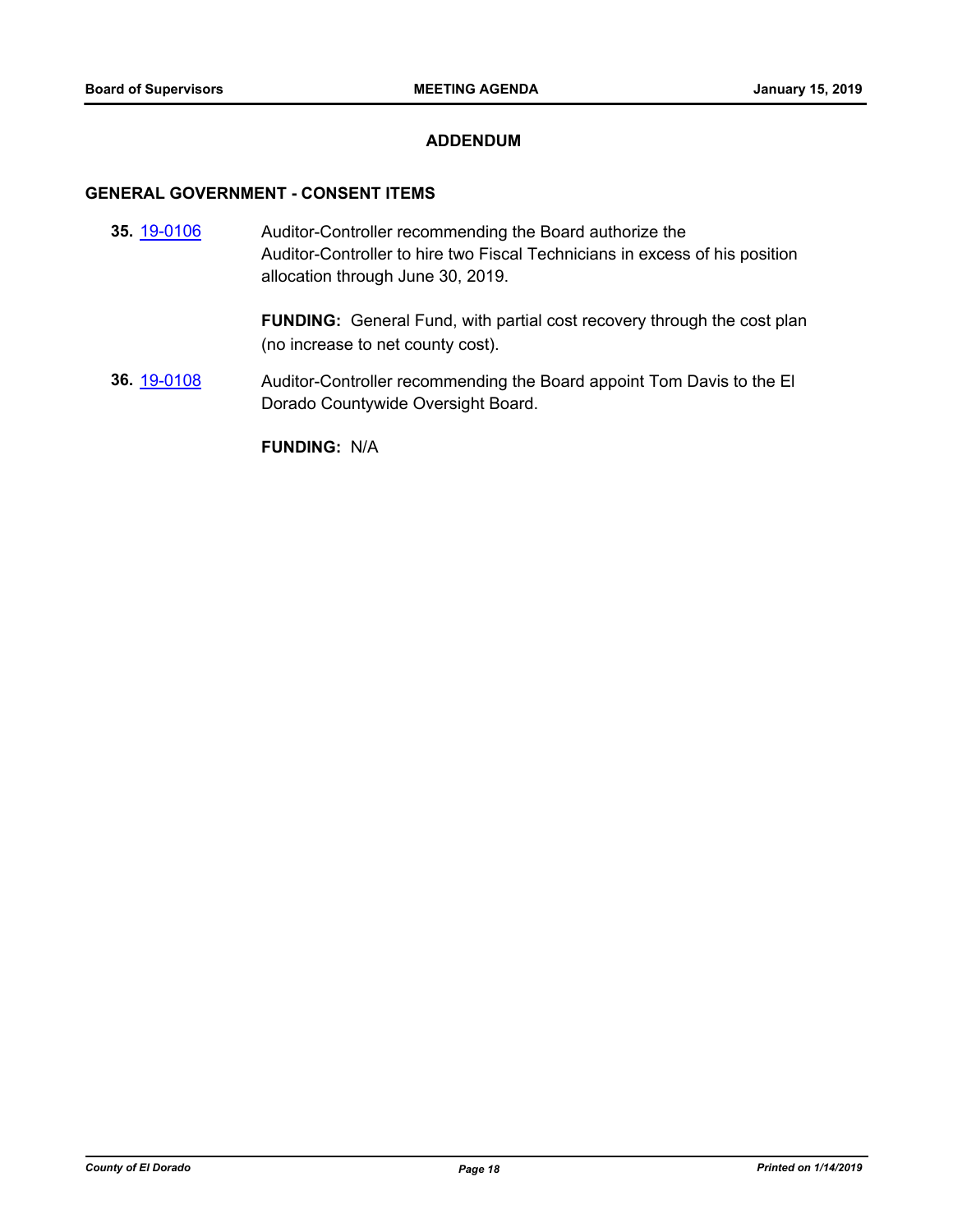## ADDENDUM

### GENERAL GOVERNMENT - CONSENT ITEMS

**35.** [19-0106](19-0106) Auditor-Controller recommending the Board authorize the Auditor-Controller to hire two Fiscal Technicians in excess of his position allocation through June 30, 2019.

**FUNDING:** General Fund, with partial cost recovery through the cost plan (no increase to net county cost).

**36.** [19-0108](19-0108) Auditor-Controller recommending the Board appoint Tom Davis to the El Dorado Countywide Oversight Board.

**FUNDING:** N/A